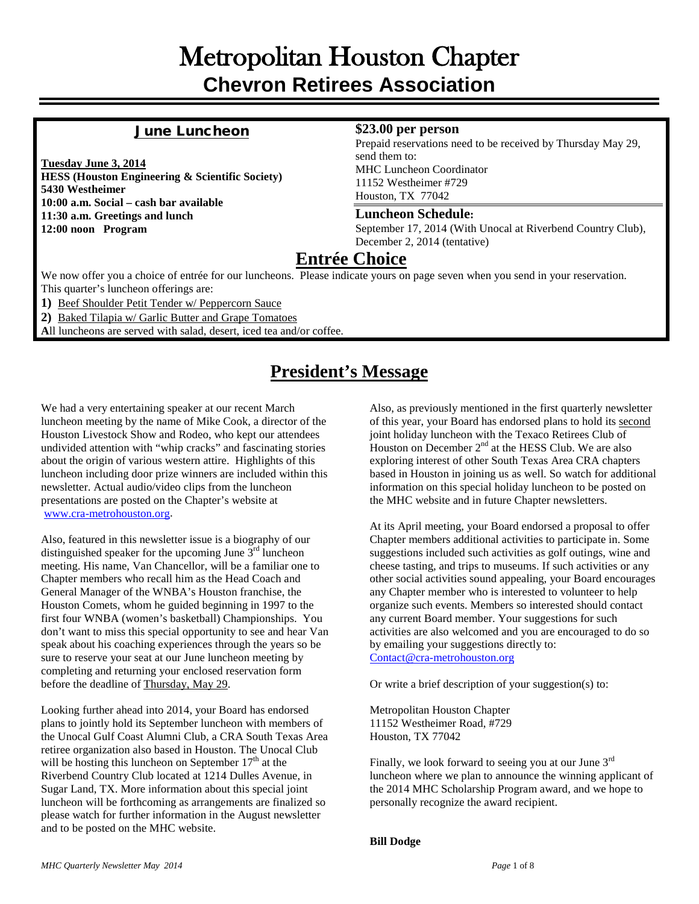# Metropolitan Houston Chapter

## Chevron Retirees Association

### June Luncheon

**Tuesday June 3, 2014**
**HESS (Houston Engineering & Scientific Society)**
**5430 Westheimer**
**10:00 a.m. Social – cash bar available**
**11:30 a.m. Greetings and lunch**
**12:00 noon Program**

**$23.00 per person**
Prepaid reservations need to be received by Thursday May 29, send them to:
MHC Luncheon Coordinator
11152 Westheimer #729
Houston, TX 77042

**Luncheon Schedule:**
September 17, 2014 (With Unocal at Riverbend Country Club), December 2, 2014 (tentative)

## Entrée Choice

We now offer you a choice of entrée for our luncheons. Please indicate yours on page seven when you send in your reservation. This quarter's luncheon offerings are:

**1)** Beef Shoulder Petit Tender w/ Peppercorn Sauce
**2)** Baked Tilapia w/ Garlic Butter and Grape Tomatoes

**A**ll luncheons are served with salad, desert, iced tea and/or coffee.

## President's Message

We had a very entertaining speaker at our recent March luncheon meeting by the name of Mike Cook, a director of the Houston Livestock Show and Rodeo, who kept our attendees undivided attention with "whip cracks" and fascinating stories about the origin of various western attire. Highlights of this luncheon including door prize winners are included within this newsletter. Actual audio/video clips from the luncheon presentations are posted on the Chapter's website at www.cra-metrohouston.org.

Also, featured in this newsletter issue is a biography of our distinguished speaker for the upcoming June 3rd luncheon meeting. His name, Van Chancellor, will be a familiar one to Chapter members who recall him as the Head Coach and General Manager of the WNBA's Houston franchise, the Houston Comets, whom he guided beginning in 1997 to the first four WNBA (women's basketball) Championships. You don't want to miss this special opportunity to see and hear Van speak about his coaching experiences through the years so be sure to reserve your seat at our June luncheon meeting by completing and returning your enclosed reservation form before the deadline of Thursday, May 29.

Looking further ahead into 2014, your Board has endorsed plans to jointly hold its September luncheon with members of the Unocal Gulf Coast Alumni Club, a CRA South Texas Area retiree organization also based in Houston. The Unocal Club will be hosting this luncheon on September 17th at the Riverbend Country Club located at 1214 Dulles Avenue, in Sugar Land, TX. More information about this special joint luncheon will be forthcoming as arrangements are finalized so please watch for further information in the August newsletter and to be posted on the MHC website.

Also, as previously mentioned in the first quarterly newsletter of this year, your Board has endorsed plans to hold its second joint holiday luncheon with the Texaco Retirees Club of Houston on December 2nd at the HESS Club. We are also exploring interest of other South Texas Area CRA chapters based in Houston in joining us as well. So watch for additional information on this special holiday luncheon to be posted on the MHC website and in future Chapter newsletters.

At its April meeting, your Board endorsed a proposal to offer Chapter members additional activities to participate in. Some suggestions included such activities as golf outings, wine and cheese tasting, and trips to museums. If such activities or any other social activities sound appealing, your Board encourages any Chapter member who is interested to volunteer to help organize such events. Members so interested should contact any current Board member. Your suggestions for such activities are also welcomed and you are encouraged to do so by emailing your suggestions directly to: Contact@cra-metrohouston.org

Or write a brief description of your suggestion(s) to:

Metropolitan Houston Chapter
11152 Westheimer Road, #729
Houston, TX 77042

Finally, we look forward to seeing you at our June 3rd luncheon where we plan to announce the winning applicant of the 2014 MHC Scholarship Program award, and we hope to personally recognize the award recipient.

**Bill Dodge**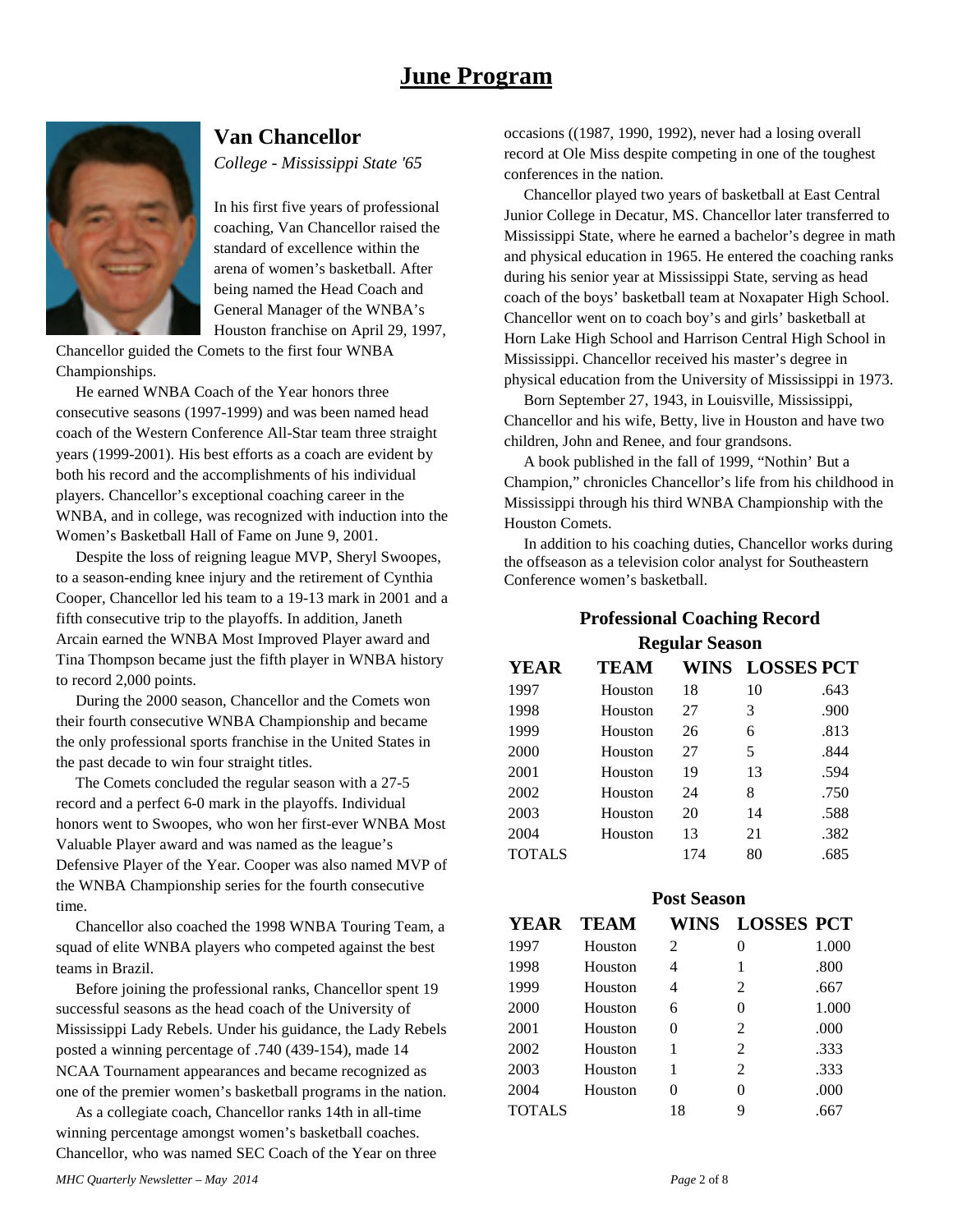# June Program

## Van Chancellor

*College - Mississippi State '65*

In his first five years of professional coaching, Van Chancellor raised the standard of excellence within the arena of women's basketball. After being named the Head Coach and General Manager of the WNBA's Houston franchise on April 29, 1997, Chancellor guided the Comets to the first four WNBA Championships.

He earned WNBA Coach of the Year honors three consecutive seasons (1997-1999) and was been named head coach of the Western Conference All-Star team three straight years (1999-2001). His best efforts as a coach are evident by both his record and the accomplishments of his individual players. Chancellor's exceptional coaching career in the WNBA, and in college, was recognized with induction into the Women's Basketball Hall of Fame on June 9, 2001.

Despite the loss of reigning league MVP, Sheryl Swoopes, to a season-ending knee injury and the retirement of Cynthia Cooper, Chancellor led his team to a 19-13 mark in 2001 and a fifth consecutive trip to the playoffs. In addition, Janeth Arcain earned the WNBA Most Improved Player award and Tina Thompson became just the fifth player in WNBA history to record 2,000 points.

During the 2000 season, Chancellor and the Comets won their fourth consecutive WNBA Championship and became the only professional sports franchise in the United States in the past decade to win four straight titles.

The Comets concluded the regular season with a 27-5 record and a perfect 6-0 mark in the playoffs. Individual honors went to Swoopes, who won her first-ever WNBA Most Valuable Player award and was named as the league's Defensive Player of the Year. Cooper was also named MVP of the WNBA Championship series for the fourth consecutive time.

Chancellor also coached the 1998 WNBA Touring Team, a squad of elite WNBA players who competed against the best teams in Brazil.

Before joining the professional ranks, Chancellor spent 19 successful seasons as the head coach of the University of Mississippi Lady Rebels. Under his guidance, the Lady Rebels posted a winning percentage of .740 (439-154), made 14 NCAA Tournament appearances and became recognized as one of the premier women's basketball programs in the nation.

As a collegiate coach, Chancellor ranks 14th in all-time winning percentage amongst women's basketball coaches. Chancellor, who was named SEC Coach of the Year on three occasions ((1987, 1990, 1992), never had a losing overall record at Ole Miss despite competing in one of the toughest conferences in the nation.

Chancellor played two years of basketball at East Central Junior College in Decatur, MS. Chancellor later transferred to Mississippi State, where he earned a bachelor's degree in math and physical education in 1965. He entered the coaching ranks during his senior year at Mississippi State, serving as head coach of the boys' basketball team at Noxapater High School. Chancellor went on to coach boy's and girls' basketball at Horn Lake High School and Harrison Central High School in Mississippi. Chancellor received his master's degree in physical education from the University of Mississippi in 1973.

Born September 27, 1943, in Louisville, Mississippi, Chancellor and his wife, Betty, live in Houston and have two children, John and Renee, and four grandsons.

A book published in the fall of 1999, "Nothin' But a Champion," chronicles Chancellor's life from his childhood in Mississippi through his third WNBA Championship with the Houston Comets.

In addition to his coaching duties, Chancellor works during the offseason as a television color analyst for Southeastern Conference women's basketball.

### Professional Coaching Record

#### Regular Season

| YEAR | TEAM | WINS | LOSSES | PCT |
|---|---|---|---|---|
| 1997 | Houston | 18 | 10 | .643 |
| 1998 | Houston | 27 | 3 | .900 |
| 1999 | Houston | 26 | 6 | .813 |
| 2000 | Houston | 27 | 5 | .844 |
| 2001 | Houston | 19 | 13 | .594 |
| 2002 | Houston | 24 | 8 | .750 |
| 2003 | Houston | 20 | 14 | .588 |
| 2004 | Houston | 13 | 21 | .382 |
| TOTALS | | 174 | 80 | .685 |

#### Post Season

| YEAR | TEAM | WINS | LOSSES | PCT |
|---|---|---|---|---|
| 1997 | Houston | 2 | 0 | 1.000 |
| 1998 | Houston | 4 | 1 | .800 |
| 1999 | Houston | 4 | 2 | .667 |
| 2000 | Houston | 6 | 0 | 1.000 |
| 2001 | Houston | 0 | 2 | .000 |
| 2002 | Houston | 1 | 2 | .333 |
| 2003 | Houston | 1 | 2 | .333 |
| 2004 | Houston | 0 | 0 | .000 |
| TOTALS | | 18 | 9 | .667 |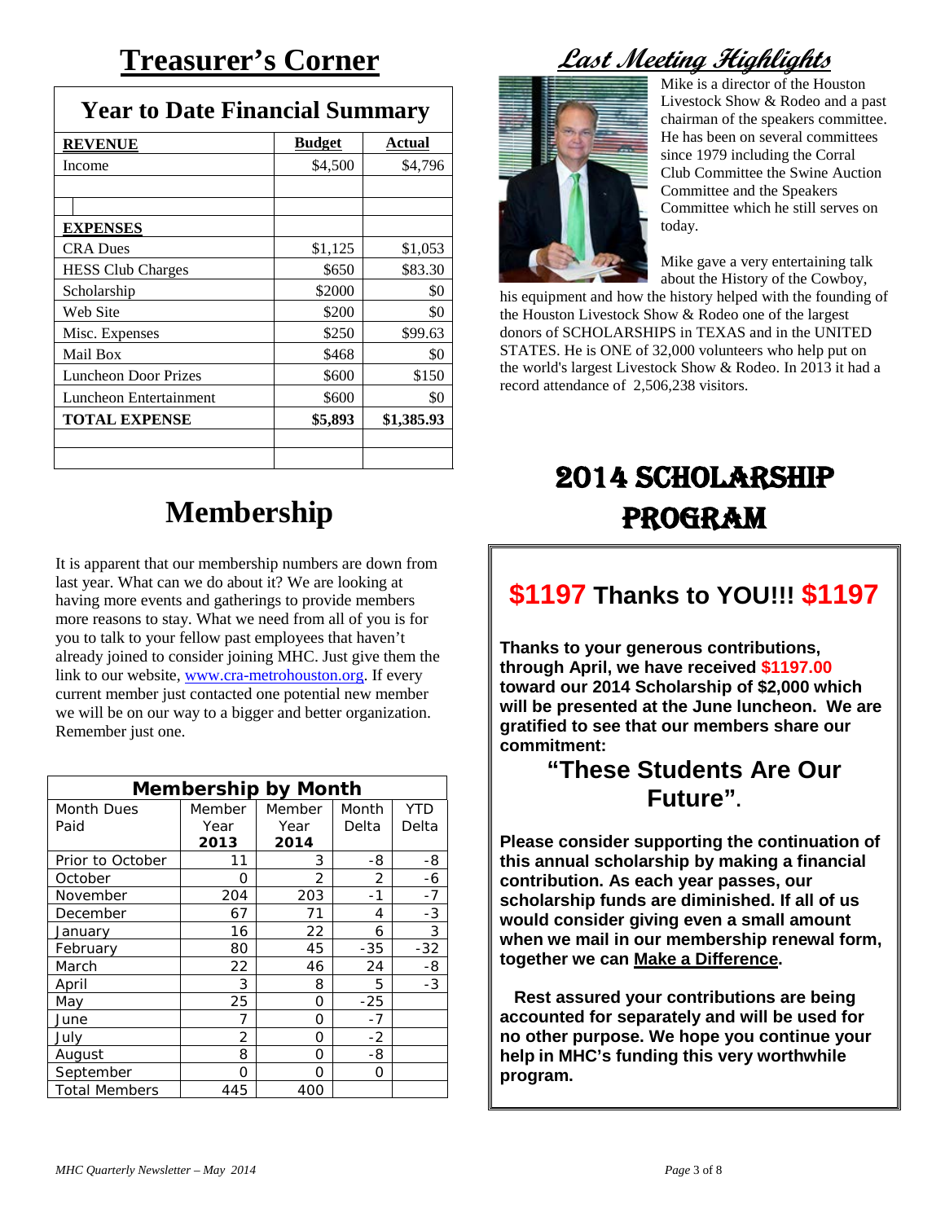# Treasurer's Corner

| Year to Date Financial Summary | | |
|---|---|---|
| **REVENUE** | **Budget** | **Actual** |
| Income | $4,500 | $4,796 |
| | | |
| | | |
| **EXPENSES** | | |
| CRA Dues | $1,125 | $1,053 |
| HESS Club Charges | $650 | $83.30 |
| Scholarship | $2000 | $0 |
| Web Site | $200 | $0 |
| Misc. Expenses | $250 | $99.63 |
| Mail Box | $468 | $0 |
| Luncheon Door Prizes | $600 | $150 |
| Luncheon Entertainment | $600 | $0 |
| **TOTAL EXPENSE** | **$5,893** | **$1,385.93** |

# Membership

It is apparent that our membership numbers are down from last year. What can we do about it? We are looking at having more events and gatherings to provide members more reasons to stay. What we need from all of you is for you to talk to your fellow past employees that haven't already joined to consider joining MHC. Just give them the link to our website, www.cra-metrohouston.org. If every current member just contacted one potential new member we will be on our way to a bigger and better organization. Remember just one.

| Membership by Month | | | | |
|---|---|---|---|---|
| Month Dues Paid | Member Year **2013** | Member Year **2014** | Month Delta | YTD Delta |
| Prior to October | 11 | 3 | -8 | -8 |
| October | 0 | 2 | 2 | -6 |
| November | 204 | 203 | -1 | -7 |
| December | 67 | 71 | 4 | -3 |
| January | 16 | 22 | 6 | 3 |
| February | 80 | 45 | -35 | -32 |
| March | 22 | 46 | 24 | -8 |
| April | 3 | 8 | 5 | -3 |
| May | 25 | 0 | -25 | |
| June | 7 | 0 | -7 | |
| July | 2 | 0 | -2 | |
| August | 8 | 0 | -8 | |
| September | 0 | 0 | 0 | |
| Total Members | 445 | 400 | | |

# *Last Meeting Highlights*

Mike is a director of the Houston Livestock Show & Rodeo and a past chairman of the speakers committee. He has been on several committees since 1979 including the Corral Club Committee the Swine Auction Committee and the Speakers Committee which he still serves on today.

Mike gave a very entertaining talk about the History of the Cowboy, his equipment and how the history helped with the founding of the Houston Livestock Show & Rodeo one of the largest donors of SCHOLARSHIPS in TEXAS and in the UNITED STATES. He is ONE of 32,000 volunteers who help put on the world's largest Livestock Show & Rodeo. In 2013 it had a record attendance of 2,506,238 visitors.

# 2014 SCHOLARSHIP PROGRAM

## $1197 Thanks to YOU!!! $1197

**Thanks to your generous contributions, through April, we have received $1197.00 toward our 2014 Scholarship of $2,000 which will be presented at the June luncheon. We are gratified to see that our members share our commitment:**

### "These Students Are Our Future".

**Please consider supporting the continuation of this annual scholarship by making a financial contribution. As each year passes, our scholarship funds are diminished. If all of us would consider giving even a small amount when we mail in our membership renewal form, together we can Make a Difference.**

**Rest assured your contributions are being accounted for separately and will be used for no other purpose. We hope you continue your help in MHC's funding this very worthwhile program.**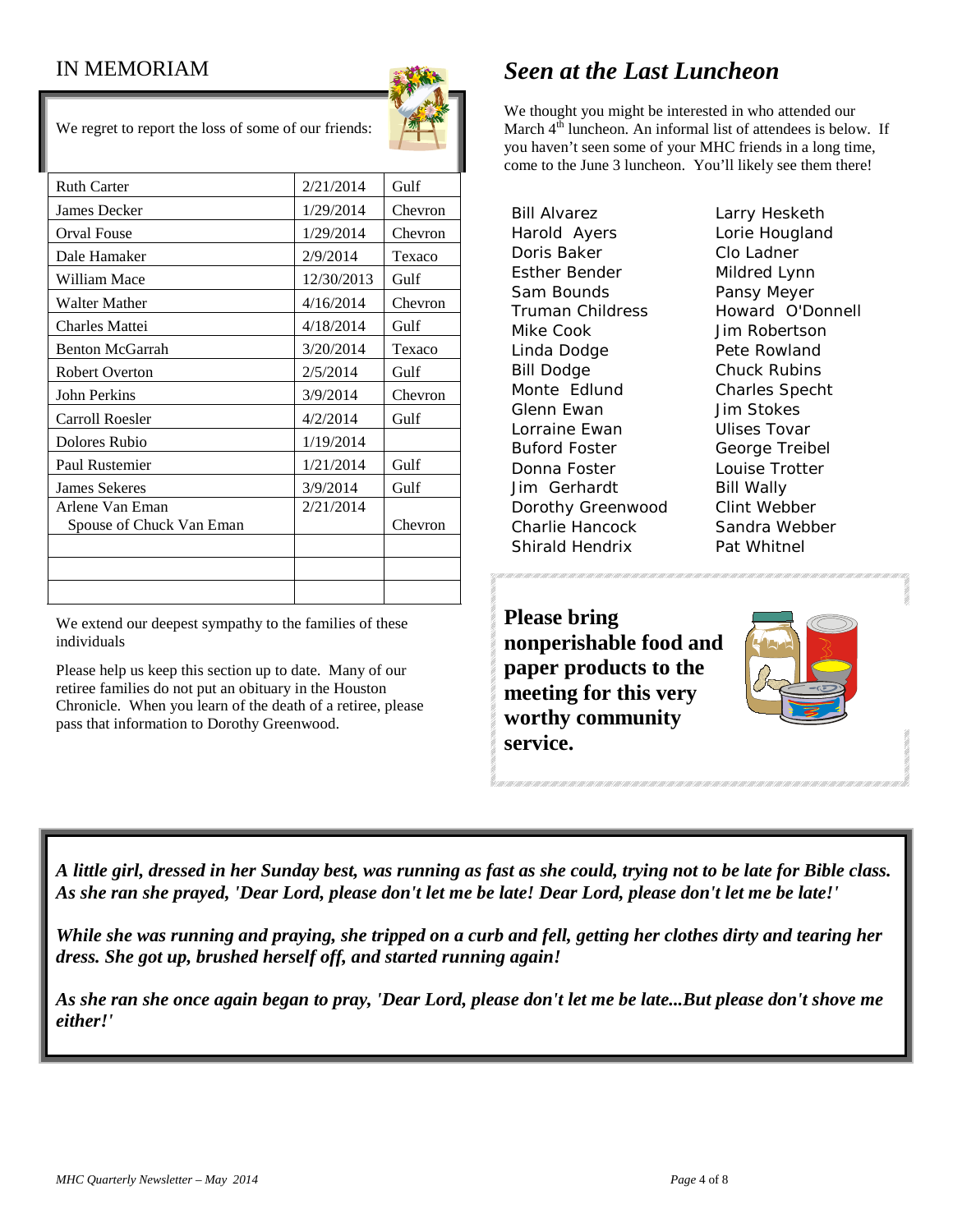## IN MEMORIAM

We regret to report the loss of some of our friends:

| Name | Date | Company |
|---|---|---|
| Ruth Carter | 2/21/2014 | Gulf |
| James Decker | 1/29/2014 | Chevron |
| Orval Fouse | 1/29/2014 | Chevron |
| Dale Hamaker | 2/9/2014 | Texaco |
| William Mace | 12/30/2013 | Gulf |
| Walter Mather | 4/16/2014 | Chevron |
| Charles Mattei | 4/18/2014 | Gulf |
| Benton McGarrah | 3/20/2014 | Texaco |
| Robert Overton | 2/5/2014 | Gulf |
| John Perkins | 3/9/2014 | Chevron |
| Carroll Roesler | 4/2/2014 | Gulf |
| Dolores Rubio | 1/19/2014 | |
| Paul Rustemier | 1/21/2014 | Gulf |
| James Sekeres | 3/9/2014 | Gulf |
| Arlene Van Eman Spouse of Chuck Van Eman | 2/21/2014 | Chevron |
| | | |
| | | |
| | | |

We extend our deepest sympathy to the families of these individuals

Please help us keep this section up to date. Many of our retiree families do not put an obituary in the Houston Chronicle. When you learn of the death of a retiree, please pass that information to Dorothy Greenwood.

## *Seen at the Last Luncheon*

We thought you might be interested in who attended our March 4th luncheon. An informal list of attendees is below. If you haven't seen some of your MHC friends in a long time, come to the June 3 luncheon. You'll likely see them there!

Bill Alvarez
Harold Ayers
Doris Baker
Esther Bender
Sam Bounds
Truman Childress
Mike Cook
Linda Dodge
Bill Dodge
Monte Edlund
Glenn Ewan
Lorraine Ewan
Buford Foster
Donna Foster
Jim Gerhardt
Dorothy Greenwood
Charlie Hancock
Shirald Hendrix
Larry Hesketh
Lorie Hougland
Clo Ladner
Mildred Lynn
Pansy Meyer
Howard O'Donnell
Jim Robertson
Pete Rowland
Chuck Rubins
Charles Specht
Jim Stokes
Ulises Tovar
George Treibel
Louise Trotter
Bill Wally
Clint Webber
Sandra Webber
Pat Whitnel

**Please bring nonperishable food and paper products to the meeting for this very worthy community service.**

***A little girl, dressed in her Sunday best, was running as fast as she could, trying not to be late for Bible class. As she ran she prayed, 'Dear Lord, please don't let me be late! Dear Lord, please don't let me be late!'***

***While she was running and praying, she tripped on a curb and fell, getting her clothes dirty and tearing her dress. She got up, brushed herself off, and started running again!***

***As she ran she once again began to pray, 'Dear Lord, please don't let me be late...But please don't shove me either!'***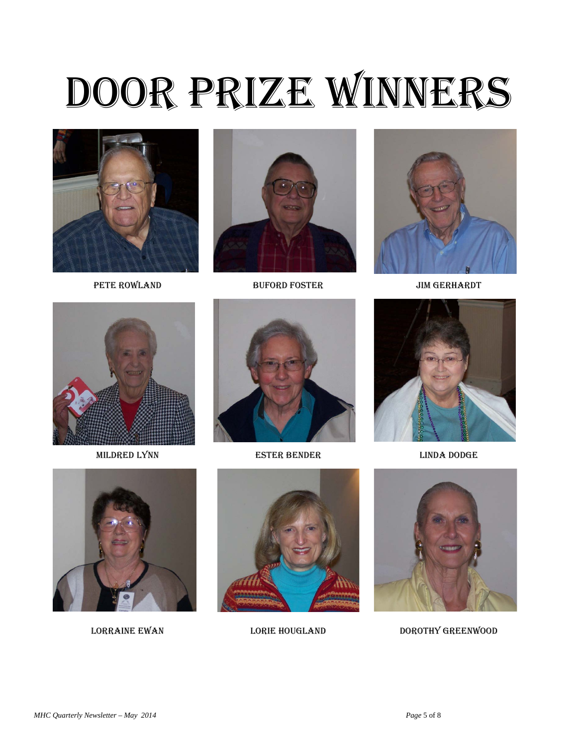# DOOR PRIZE WINNERS

PETE ROWLAND

BUFORD FOSTER

JIM GERHARDT

MILDRED LYNN

ESTER BENDER

LINDA DODGE

LORRAINE EWAN

LORIE HOUGLAND

DOROTHY GREENWOOD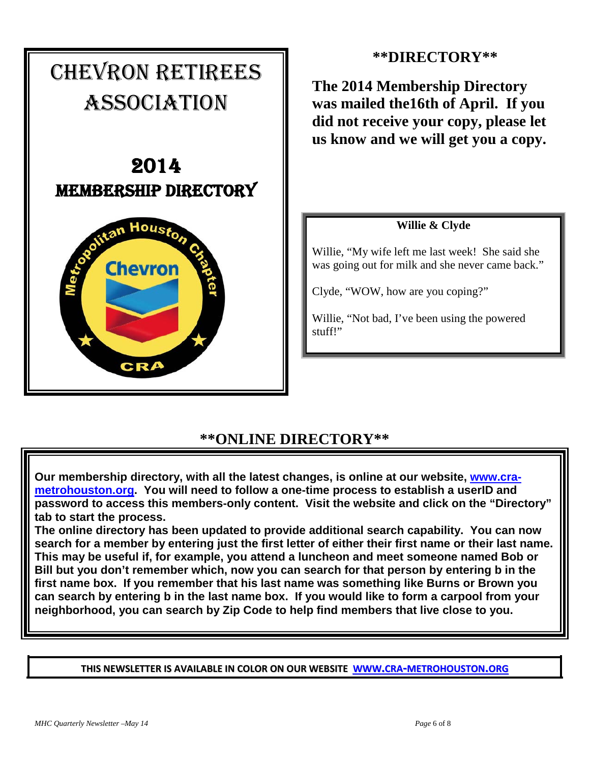# CHEVRON RETIREES ASSOCIATION

## 2014 MEMBERSHIP DIRECTORY

Metropolitan Houston Chapter

Chevron

CRA

## **DIRECTORY**

**The 2014 Membership Directory was mailed the16th of April. If you did not receive your copy, please let us know and we will get you a copy.**

**Willie & Clyde**

Willie, "My wife left me last week! She said she was going out for milk and she never came back."

Clyde, "WOW, how are you coping?"

Willie, "Not bad, I've been using the powered stuff!"

## **ONLINE DIRECTORY**

**Our membership directory, with all the latest changes, is online at our website, [www.cra-metrohouston.org](http://www.cra-metrohouston.org). You will need to follow a one-time process to establish a userID and password to access this members-only content. Visit the website and click on the "Directory" tab to start the process.**

**The online directory has been updated to provide additional search capability. You can now search for a member by entering just the first letter of either their first name or their last name. This may be useful if, for example, you attend a luncheon and meet someone named Bob or Bill but you don't remember which, now you can search for that person by entering b in the first name box. If you remember that his last name was something like Burns or Brown you can search by entering b in the last name box. If you would like to form a carpool from your neighborhood, you can search by Zip Code to help find members that live close to you.**

**THIS NEWSLETTER IS AVAILABLE IN COLOR ON OUR WEBSITE [WWW.CRA-METROHOUSTON.ORG](http://www.cra-metrohouston.org)**